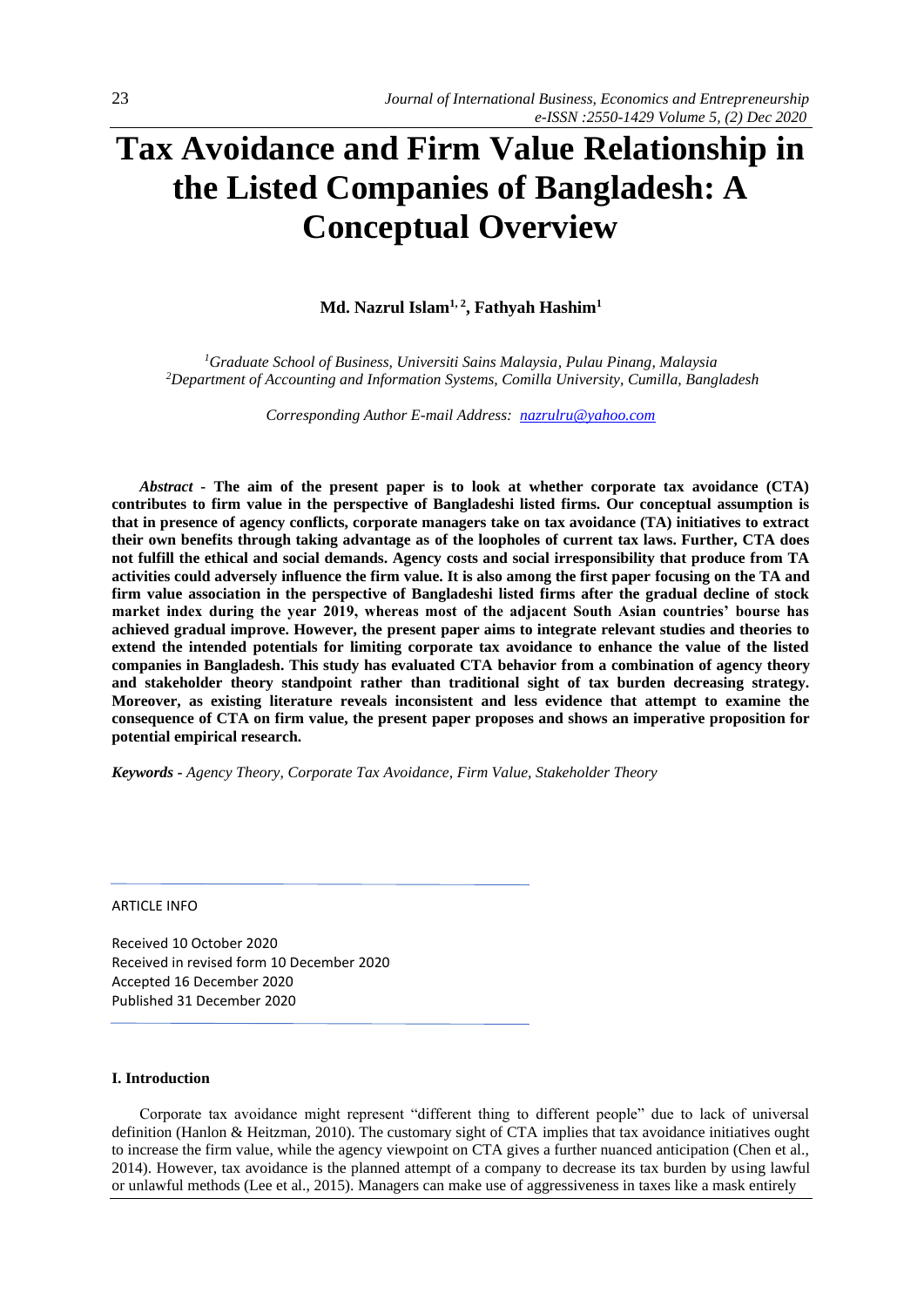# Tax Avoidance and Firm Value Relationship in the Listed Companies of Bangladesh: A Conceptual Overview

**Md. Nazrul Islam[1,2], Fathyah Hashim[1]**

[1]*Graduate School of Business, Universiti Sains Malaysia, Pulau Pinang, Malaysia*
[2]*Department of Accounting and Information Systems, Comilla University, Cumilla, Bangladesh*

*Corresponding Author E-mail Address: nazrulru@yahoo.com*

***Abstract* - The aim of the present paper is to look at whether corporate tax avoidance (CTA) contributes to firm value in the perspective of Bangladeshi listed firms. Our conceptual assumption is that in presence of agency conflicts, corporate managers take on tax avoidance (TA) initiatives to extract their own benefits through taking advantage as of the loopholes of current tax laws. Further, CTA does not fulfill the ethical and social demands. Agency costs and social irresponsibility that produce from TA activities could adversely influence the firm value. It is also among the first paper focusing on the TA and firm value association in the perspective of Bangladeshi listed firms after the gradual decline of stock market index during the year 2019, whereas most of the adjacent South Asian countries' bourse has achieved gradual improve. However, the present paper aims to integrate relevant studies and theories to extend the intended potentials for limiting corporate tax avoidance to enhance the value of the listed companies in Bangladesh. This study has evaluated CTA behavior from a combination of agency theory and stakeholder theory standpoint rather than traditional sight of tax burden decreasing strategy. Moreover, as existing literature reveals inconsistent and less evidence that attempt to examine the consequence of CTA on firm value, the present paper proposes and shows an imperative proposition for potential empirical research.**

***Keywords*** *- Agency Theory, Corporate Tax Avoidance, Firm Value, Stakeholder Theory*

ARTICLE INFO

Received 10 October 2020
Received in revised form 10 December 2020
Accepted 16 December 2020
Published 31 December 2020

## I. Introduction

Corporate tax avoidance might represent "different thing to different people" due to lack of universal definition (Hanlon & Heitzman, 2010). The customary sight of CTA implies that tax avoidance initiatives ought to increase the firm value, while the agency viewpoint on CTA gives a further nuanced anticipation (Chen et al., 2014). However, tax avoidance is the planned attempt of a company to decrease its tax burden by using lawful or unlawful methods (Lee et al., 2015). Managers can make use of aggressiveness in taxes like a mask entirely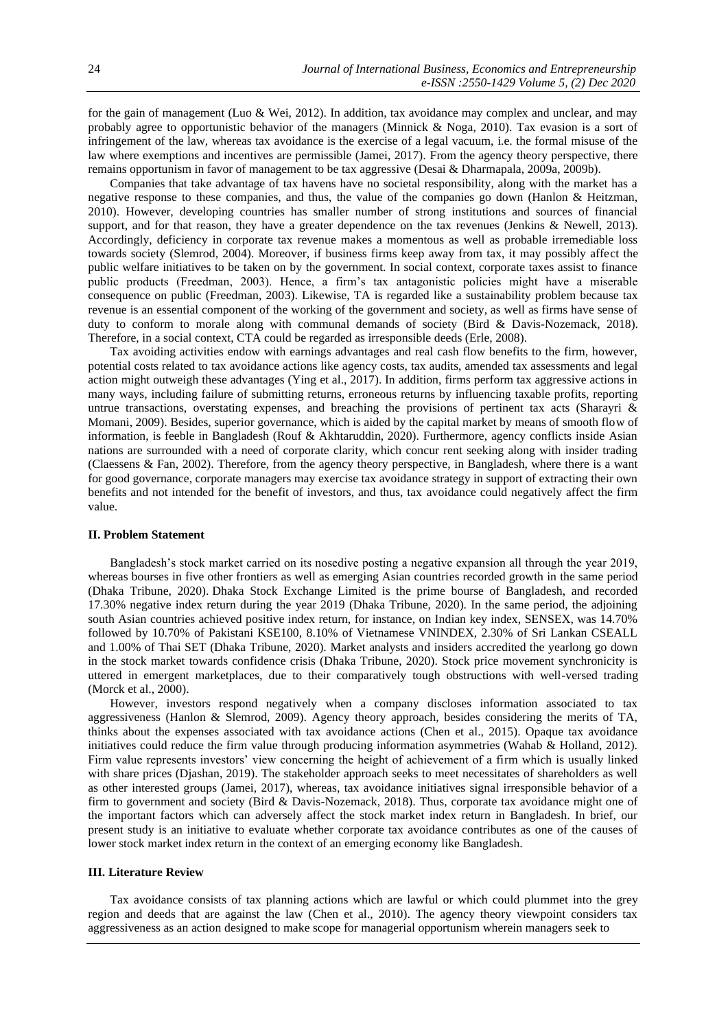for the gain of management (Luo & Wei, 2012). In addition, tax avoidance may complex and unclear, and may probably agree to opportunistic behavior of the managers (Minnick & Noga, 2010). Tax evasion is a sort of infringement of the law, whereas tax avoidance is the exercise of a legal vacuum, i.e. the formal misuse of the law where exemptions and incentives are permissible (Jamei, 2017). From the agency theory perspective, there remains opportunism in favor of management to be tax aggressive (Desai & Dharmapala, 2009a, 2009b).

Companies that take advantage of tax havens have no societal responsibility, along with the market has a negative response to these companies, and thus, the value of the companies go down (Hanlon & Heitzman, 2010). However, developing countries has smaller number of strong institutions and sources of financial support, and for that reason, they have a greater dependence on the tax revenues (Jenkins & Newell, 2013). Accordingly, deficiency in corporate tax revenue makes a momentous as well as probable irremediable loss towards society (Slemrod, 2004). Moreover, if business firms keep away from tax, it may possibly affect the public welfare initiatives to be taken on by the government. In social context, corporate taxes assist to finance public products (Freedman, 2003). Hence, a firm's tax antagonistic policies might have a miserable consequence on public (Freedman, 2003). Likewise, TA is regarded like a sustainability problem because tax revenue is an essential component of the working of the government and society, as well as firms have sense of duty to conform to morale along with communal demands of society (Bird & Davis-Nozemack, 2018). Therefore, in a social context, CTA could be regarded as irresponsible deeds (Erle, 2008).

Tax avoiding activities endow with earnings advantages and real cash flow benefits to the firm, however, potential costs related to tax avoidance actions like agency costs, tax audits, amended tax assessments and legal action might outweigh these advantages (Ying et al., 2017). In addition, firms perform tax aggressive actions in many ways, including failure of submitting returns, erroneous returns by influencing taxable profits, reporting untrue transactions, overstating expenses, and breaching the provisions of pertinent tax acts (Sharayri & Momani, 2009). Besides, superior governance, which is aided by the capital market by means of smooth flow of information, is feeble in Bangladesh (Rouf & Akhtaruddin, 2020). Furthermore, agency conflicts inside Asian nations are surrounded with a need of corporate clarity, which concur rent seeking along with insider trading (Claessens & Fan, 2002). Therefore, from the agency theory perspective, in Bangladesh, where there is a want for good governance, corporate managers may exercise tax avoidance strategy in support of extracting their own benefits and not intended for the benefit of investors, and thus, tax avoidance could negatively affect the firm value.

## II. Problem Statement

Bangladesh's stock market carried on its nosedive posting a negative expansion all through the year 2019, whereas bourses in five other frontiers as well as emerging Asian countries recorded growth in the same period (Dhaka Tribune, 2020). Dhaka Stock Exchange Limited is the prime bourse of Bangladesh, and recorded 17.30% negative index return during the year 2019 (Dhaka Tribune, 2020). In the same period, the adjoining south Asian countries achieved positive index return, for instance, on Indian key index, SENSEX, was 14.70% followed by 10.70% of Pakistani KSE100, 8.10% of Vietnamese VNINDEX, 2.30% of Sri Lankan CSEALL and 1.00% of Thai SET (Dhaka Tribune, 2020). Market analysts and insiders accredited the yearlong go down in the stock market towards confidence crisis (Dhaka Tribune, 2020). Stock price movement synchronicity is uttered in emergent marketplaces, due to their comparatively tough obstructions with well-versed trading (Morck et al., 2000).

However, investors respond negatively when a company discloses information associated to tax aggressiveness (Hanlon & Slemrod, 2009). Agency theory approach, besides considering the merits of TA, thinks about the expenses associated with tax avoidance actions (Chen et al., 2015). Opaque tax avoidance initiatives could reduce the firm value through producing information asymmetries (Wahab & Holland, 2012). Firm value represents investors' view concerning the height of achievement of a firm which is usually linked with share prices (Djashan, 2019). The stakeholder approach seeks to meet necessitates of shareholders as well as other interested groups (Jamei, 2017), whereas, tax avoidance initiatives signal irresponsible behavior of a firm to government and society (Bird & Davis-Nozemack, 2018). Thus, corporate tax avoidance might one of the important factors which can adversely affect the stock market index return in Bangladesh. In brief, our present study is an initiative to evaluate whether corporate tax avoidance contributes as one of the causes of lower stock market index return in the context of an emerging economy like Bangladesh.

## III. Literature Review

Tax avoidance consists of tax planning actions which are lawful or which could plummet into the grey region and deeds that are against the law (Chen et al., 2010). The agency theory viewpoint considers tax aggressiveness as an action designed to make scope for managerial opportunism wherein managers seek to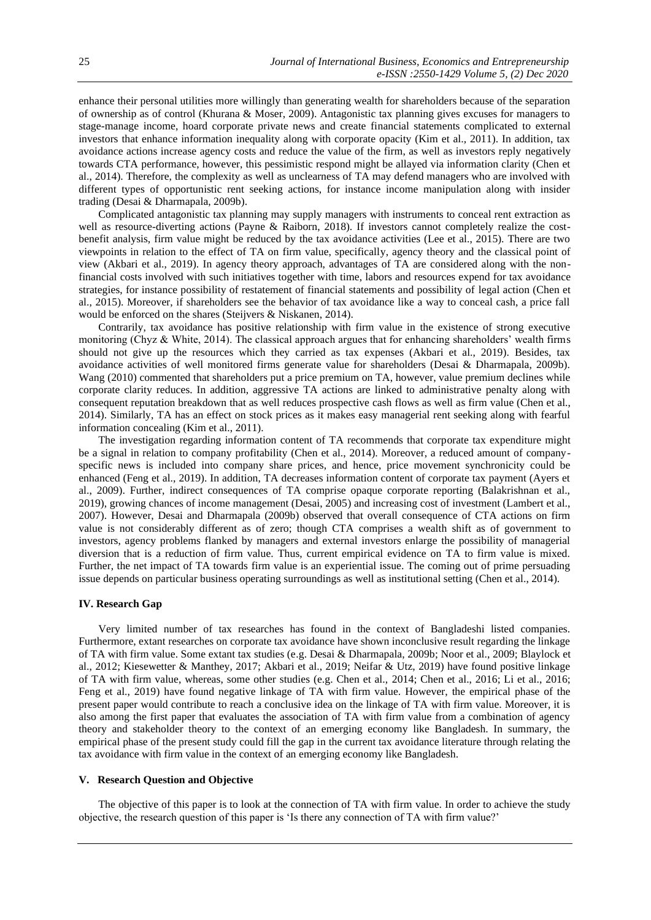enhance their personal utilities more willingly than generating wealth for shareholders because of the separation of ownership as of control (Khurana & Moser, 2009). Antagonistic tax planning gives excuses for managers to stage-manage income, hoard corporate private news and create financial statements complicated to external investors that enhance information inequality along with corporate opacity (Kim et al., 2011). In addition, tax avoidance actions increase agency costs and reduce the value of the firm, as well as investors reply negatively towards CTA performance, however, this pessimistic respond might be allayed via information clarity (Chen et al., 2014). Therefore, the complexity as well as unclearness of TA may defend managers who are involved with different types of opportunistic rent seeking actions, for instance income manipulation along with insider trading (Desai & Dharmapala, 2009b).

Complicated antagonistic tax planning may supply managers with instruments to conceal rent extraction as well as resource-diverting actions (Payne & Raiborn, 2018). If investors cannot completely realize the cost-benefit analysis, firm value might be reduced by the tax avoidance activities (Lee et al., 2015). There are two viewpoints in relation to the effect of TA on firm value, specifically, agency theory and the classical point of view (Akbari et al., 2019). In agency theory approach, advantages of TA are considered along with the non-financial costs involved with such initiatives together with time, labors and resources expend for tax avoidance strategies, for instance possibility of restatement of financial statements and possibility of legal action (Chen et al., 2015). Moreover, if shareholders see the behavior of tax avoidance like a way to conceal cash, a price fall would be enforced on the shares (Steijvers & Niskanen, 2014).

Contrarily, tax avoidance has positive relationship with firm value in the existence of strong executive monitoring (Chyz & White, 2014). The classical approach argues that for enhancing shareholders' wealth firms should not give up the resources which they carried as tax expenses (Akbari et al., 2019). Besides, tax avoidance activities of well monitored firms generate value for shareholders (Desai & Dharmapala, 2009b). Wang (2010) commented that shareholders put a price premium on TA, however, value premium declines while corporate clarity reduces. In addition, aggressive TA actions are linked to administrative penalty along with consequent reputation breakdown that as well reduces prospective cash flows as well as firm value (Chen et al., 2014). Similarly, TA has an effect on stock prices as it makes easy managerial rent seeking along with fearful information concealing (Kim et al., 2011).

The investigation regarding information content of TA recommends that corporate tax expenditure might be a signal in relation to company profitability (Chen et al., 2014). Moreover, a reduced amount of company-specific news is included into company share prices, and hence, price movement synchronicity could be enhanced (Feng et al., 2019). In addition, TA decreases information content of corporate tax payment (Ayers et al., 2009). Further, indirect consequences of TA comprise opaque corporate reporting (Balakrishnan et al., 2019), growing chances of income management (Desai, 2005) and increasing cost of investment (Lambert et al., 2007). However, Desai and Dharmapala (2009b) observed that overall consequence of CTA actions on firm value is not considerably different as of zero; though CTA comprises a wealth shift as of government to investors, agency problems flanked by managers and external investors enlarge the possibility of managerial diversion that is a reduction of firm value. Thus, current empirical evidence on TA to firm value is mixed. Further, the net impact of TA towards firm value is an experiential issue. The coming out of prime persuading issue depends on particular business operating surroundings as well as institutional setting (Chen et al., 2014).

## IV. Research Gap

Very limited number of tax researches has found in the context of Bangladeshi listed companies. Furthermore, extant researches on corporate tax avoidance have shown inconclusive result regarding the linkage of TA with firm value. Some extant tax studies (e.g. Desai & Dharmapala, 2009b; Noor et al., 2009; Blaylock et al., 2012; Kiesewetter & Manthey, 2017; Akbari et al., 2019; Neifar & Utz, 2019) have found positive linkage of TA with firm value, whereas, some other studies (e.g. Chen et al., 2014; Chen et al., 2016; Li et al., 2016; Feng et al., 2019) have found negative linkage of TA with firm value. However, the empirical phase of the present paper would contribute to reach a conclusive idea on the linkage of TA with firm value. Moreover, it is also among the first paper that evaluates the association of TA with firm value from a combination of agency theory and stakeholder theory to the context of an emerging economy like Bangladesh. In summary, the empirical phase of the present study could fill the gap in the current tax avoidance literature through relating the tax avoidance with firm value in the context of an emerging economy like Bangladesh.

## V. Research Question and Objective

The objective of this paper is to look at the connection of TA with firm value. In order to achieve the study objective, the research question of this paper is 'Is there any connection of TA with firm value?'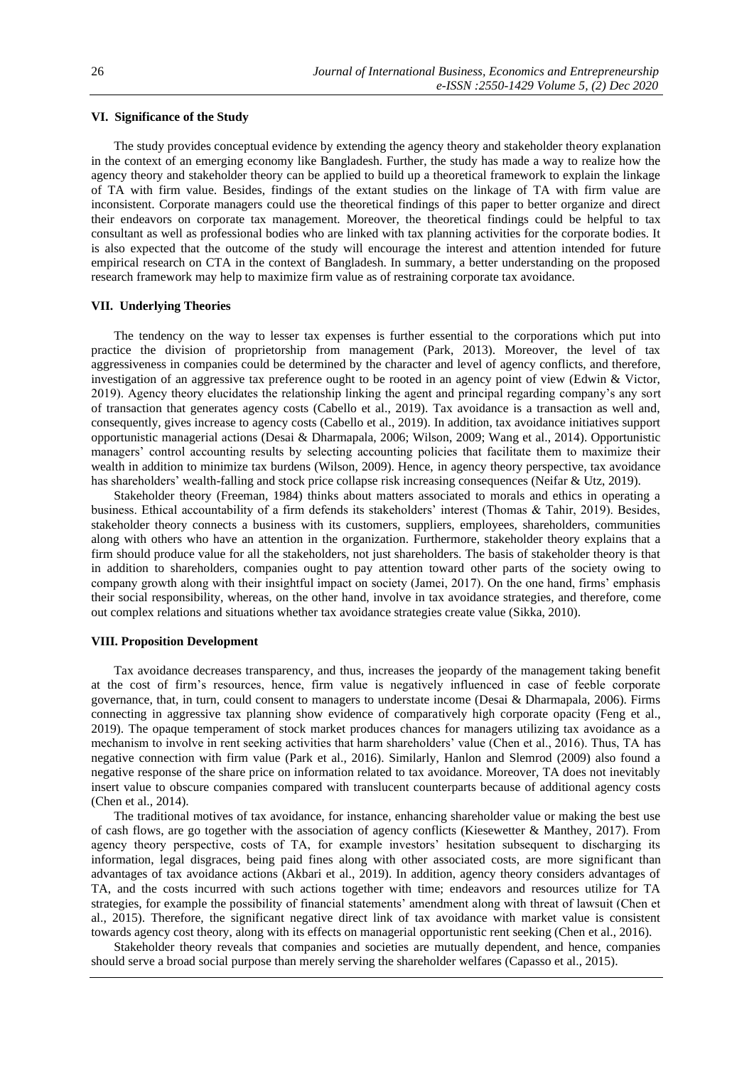## VI. Significance of the Study

The study provides conceptual evidence by extending the agency theory and stakeholder theory explanation in the context of an emerging economy like Bangladesh. Further, the study has made a way to realize how the agency theory and stakeholder theory can be applied to build up a theoretical framework to explain the linkage of TA with firm value. Besides, findings of the extant studies on the linkage of TA with firm value are inconsistent. Corporate managers could use the theoretical findings of this paper to better organize and direct their endeavors on corporate tax management. Moreover, the theoretical findings could be helpful to tax consultant as well as professional bodies who are linked with tax planning activities for the corporate bodies. It is also expected that the outcome of the study will encourage the interest and attention intended for future empirical research on CTA in the context of Bangladesh. In summary, a better understanding on the proposed research framework may help to maximize firm value as of restraining corporate tax avoidance.

## VII. Underlying Theories

The tendency on the way to lesser tax expenses is further essential to the corporations which put into practice the division of proprietorship from management (Park, 2013). Moreover, the level of tax aggressiveness in companies could be determined by the character and level of agency conflicts, and therefore, investigation of an aggressive tax preference ought to be rooted in an agency point of view (Edwin & Victor, 2019). Agency theory elucidates the relationship linking the agent and principal regarding company's any sort of transaction that generates agency costs (Cabello et al., 2019). Tax avoidance is a transaction as well and, consequently, gives increase to agency costs (Cabello et al., 2019). In addition, tax avoidance initiatives support opportunistic managerial actions (Desai & Dharmapala, 2006; Wilson, 2009; Wang et al., 2014). Opportunistic managers' control accounting results by selecting accounting policies that facilitate them to maximize their wealth in addition to minimize tax burdens (Wilson, 2009). Hence, in agency theory perspective, tax avoidance has shareholders' wealth-falling and stock price collapse risk increasing consequences (Neifar & Utz, 2019).

Stakeholder theory (Freeman, 1984) thinks about matters associated to morals and ethics in operating a business. Ethical accountability of a firm defends its stakeholders' interest (Thomas & Tahir, 2019). Besides, stakeholder theory connects a business with its customers, suppliers, employees, shareholders, communities along with others who have an attention in the organization. Furthermore, stakeholder theory explains that a firm should produce value for all the stakeholders, not just shareholders. The basis of stakeholder theory is that in addition to shareholders, companies ought to pay attention toward other parts of the society owing to company growth along with their insightful impact on society (Jamei, 2017). On the one hand, firms' emphasis their social responsibility, whereas, on the other hand, involve in tax avoidance strategies, and therefore, come out complex relations and situations whether tax avoidance strategies create value (Sikka, 2010).

## VIII. Proposition Development

Tax avoidance decreases transparency, and thus, increases the jeopardy of the management taking benefit at the cost of firm's resources, hence, firm value is negatively influenced in case of feeble corporate governance, that, in turn, could consent to managers to understate income (Desai & Dharmapala, 2006). Firms connecting in aggressive tax planning show evidence of comparatively high corporate opacity (Feng et al., 2019). The opaque temperament of stock market produces chances for managers utilizing tax avoidance as a mechanism to involve in rent seeking activities that harm shareholders' value (Chen et al., 2016). Thus, TA has negative connection with firm value (Park et al., 2016). Similarly, Hanlon and Slemrod (2009) also found a negative response of the share price on information related to tax avoidance. Moreover, TA does not inevitably insert value to obscure companies compared with translucent counterparts because of additional agency costs (Chen et al., 2014).

The traditional motives of tax avoidance, for instance, enhancing shareholder value or making the best use of cash flows, are go together with the association of agency conflicts (Kiesewetter & Manthey, 2017). From agency theory perspective, costs of TA, for example investors' hesitation subsequent to discharging its information, legal disgraces, being paid fines along with other associated costs, are more significant than advantages of tax avoidance actions (Akbari et al., 2019). In addition, agency theory considers advantages of TA, and the costs incurred with such actions together with time; endeavors and resources utilize for TA strategies, for example the possibility of financial statements' amendment along with threat of lawsuit (Chen et al., 2015). Therefore, the significant negative direct link of tax avoidance with market value is consistent towards agency cost theory, along with its effects on managerial opportunistic rent seeking (Chen et al., 2016).

Stakeholder theory reveals that companies and societies are mutually dependent, and hence, companies should serve a broad social purpose than merely serving the shareholder welfares (Capasso et al., 2015).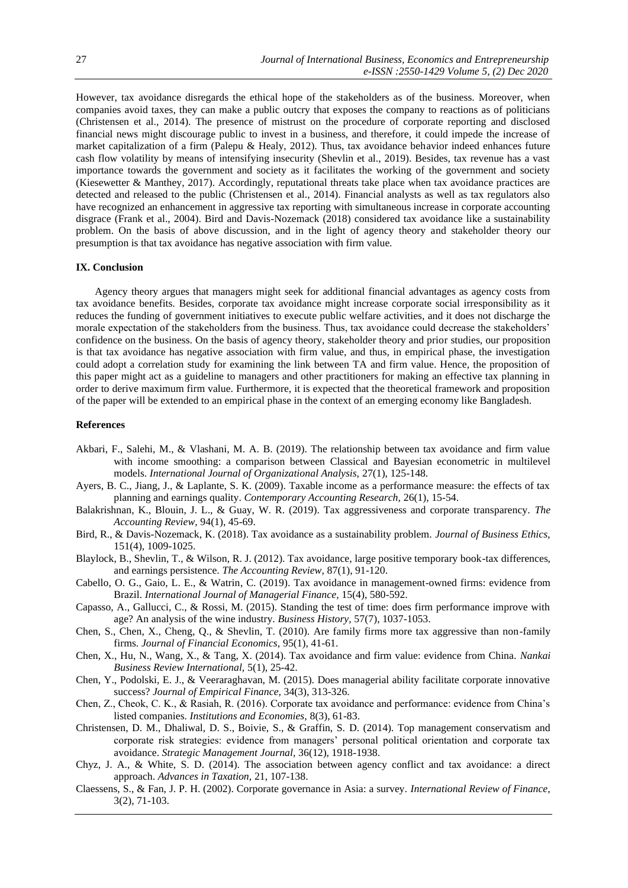However, tax avoidance disregards the ethical hope of the stakeholders as of the business. Moreover, when companies avoid taxes, they can make a public outcry that exposes the company to reactions as of politicians (Christensen et al., 2014). The presence of mistrust on the procedure of corporate reporting and disclosed financial news might discourage public to invest in a business, and therefore, it could impede the increase of market capitalization of a firm (Palepu & Healy, 2012). Thus, tax avoidance behavior indeed enhances future cash flow volatility by means of intensifying insecurity (Shevlin et al., 2019). Besides, tax revenue has a vast importance towards the government and society as it facilitates the working of the government and society (Kiesewetter & Manthey, 2017). Accordingly, reputational threats take place when tax avoidance practices are detected and released to the public (Christensen et al., 2014). Financial analysts as well as tax regulators also have recognized an enhancement in aggressive tax reporting with simultaneous increase in corporate accounting disgrace (Frank et al., 2004). Bird and Davis-Nozemack (2018) considered tax avoidance like a sustainability problem. On the basis of above discussion, and in the light of agency theory and stakeholder theory our presumption is that tax avoidance has negative association with firm value.

## IX. Conclusion

Agency theory argues that managers might seek for additional financial advantages as agency costs from tax avoidance benefits. Besides, corporate tax avoidance might increase corporate social irresponsibility as it reduces the funding of government initiatives to execute public welfare activities, and it does not discharge the morale expectation of the stakeholders from the business. Thus, tax avoidance could decrease the stakeholders' confidence on the business. On the basis of agency theory, stakeholder theory and prior studies, our proposition is that tax avoidance has negative association with firm value, and thus, in empirical phase, the investigation could adopt a correlation study for examining the link between TA and firm value. Hence, the proposition of this paper might act as a guideline to managers and other practitioners for making an effective tax planning in order to derive maximum firm value. Furthermore, it is expected that the theoretical framework and proposition of the paper will be extended to an empirical phase in the context of an emerging economy like Bangladesh.

## References

Akbari, F., Salehi, M., & Vlashani, M. A. B. (2019). The relationship between tax avoidance and firm value with income smoothing: a comparison between Classical and Bayesian econometric in multilevel models. *International Journal of Organizational Analysis,* 27(1), 125-148.

Ayers, B. C., Jiang, J., & Laplante, S. K. (2009). Taxable income as a performance measure: the effects of tax planning and earnings quality. *Contemporary Accounting Research,* 26(1), 15-54.

Balakrishnan, K., Blouin, J. L., & Guay, W. R. (2019). Tax aggressiveness and corporate transparency. *The Accounting Review,* 94(1), 45-69.

Bird, R., & Davis-Nozemack, K. (2018). Tax avoidance as a sustainability problem. *Journal of Business Ethics,* 151(4), 1009-1025.

Blaylock, B., Shevlin, T., & Wilson, R. J. (2012). Tax avoidance, large positive temporary book-tax differences, and earnings persistence. *The Accounting Review,* 87(1), 91-120.

Cabello, O. G., Gaio, L. E., & Watrin, C. (2019). Tax avoidance in management-owned firms: evidence from Brazil. *International Journal of Managerial Finance,* 15(4), 580-592.

Capasso, A., Gallucci, C., & Rossi, M. (2015). Standing the test of time: does firm performance improve with age? An analysis of the wine industry. *Business History,* 57(7), 1037-1053.

Chen, S., Chen, X., Cheng, Q., & Shevlin, T. (2010). Are family firms more tax aggressive than non-family firms. *Journal of Financial Economics,* 95(1), 41-61.

Chen, X., Hu, N., Wang, X., & Tang, X. (2014). Tax avoidance and firm value: evidence from China. *Nankai Business Review International,* 5(1), 25-42.

Chen, Y., Podolski, E. J., & Veeraraghavan, M. (2015). Does managerial ability facilitate corporate innovative success? *Journal of Empirical Finance,* 34(3), 313-326.

Chen, Z., Cheok, C. K., & Rasiah, R. (2016). Corporate tax avoidance and performance: evidence from China's listed companies. *Institutions and Economies,* 8(3), 61-83.

Christensen, D. M., Dhaliwal, D. S., Boivie, S., & Graffin, S. D. (2014). Top management conservatism and corporate risk strategies: evidence from managers' personal political orientation and corporate tax avoidance. *Strategic Management Journal,* 36(12), 1918-1938.

Chyz, J. A., & White, S. D. (2014). The association between agency conflict and tax avoidance: a direct approach. *Advances in Taxation,* 21, 107-138.

Claessens, S., & Fan, J. P. H. (2002). Corporate governance in Asia: a survey. *International Review of Finance,* 3(2), 71-103.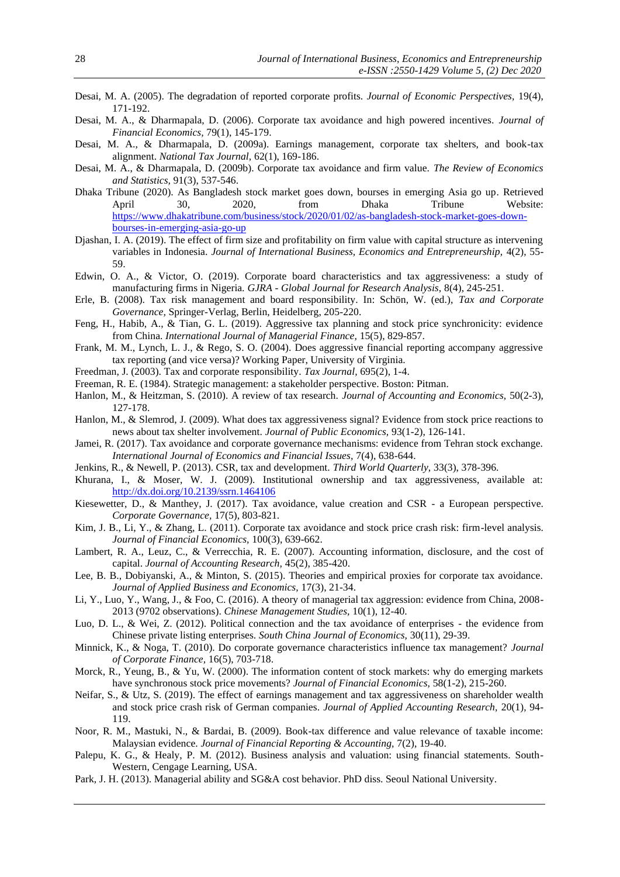Desai, M. A. (2005). The degradation of reported corporate profits. *Journal of Economic Perspectives,* 19(4), 171-192.

Desai, M. A., & Dharmapala, D. (2006). Corporate tax avoidance and high powered incentives. *Journal of Financial Economics,* 79(1), 145-179.

Desai, M. A., & Dharmapala, D. (2009a). Earnings management, corporate tax shelters, and book-tax alignment. *National Tax Journal,* 62(1), 169-186.

Desai, M. A., & Dharmapala, D. (2009b). Corporate tax avoidance and firm value. *The Review of Economics and Statistics,* 91(3), 537-546.

Dhaka Tribune (2020). As Bangladesh stock market goes down, bourses in emerging Asia go up. Retrieved April 30, 2020, from Dhaka Tribune Website: https://www.dhakatribune.com/business/stock/2020/01/02/as-bangladesh-stock-market-goes-down-bourses-in-emerging-asia-go-up

Djashan, I. A. (2019). The effect of firm size and profitability on firm value with capital structure as intervening variables in Indonesia. *Journal of International Business, Economics and Entrepreneurship,* 4(2), 55-59.

Edwin, O. A., & Victor, O. (2019). Corporate board characteristics and tax aggressiveness: a study of manufacturing firms in Nigeria. *GJRA - Global Journal for Research Analysis,* 8(4), 245-251.

Erle, B. (2008). Tax risk management and board responsibility. In: Schön, W. (ed.), *Tax and Corporate Governance,* Springer-Verlag, Berlin, Heidelberg, 205-220.

Feng, H., Habib, A., & Tian, G. L. (2019). Aggressive tax planning and stock price synchronicity: evidence from China. *International Journal of Managerial Finance,* 15(5), 829-857.

Frank, M. M., Lynch, L. J., & Rego, S. O. (2004). Does aggressive financial reporting accompany aggressive tax reporting (and vice versa)? Working Paper, University of Virginia.

Freedman, J. (2003). Tax and corporate responsibility. *Tax Journal,* 695(2), 1-4.

Freeman, R. E. (1984). Strategic management: a stakeholder perspective. Boston: Pitman.

Hanlon, M., & Heitzman, S. (2010). A review of tax research. *Journal of Accounting and Economics,* 50(2-3), 127-178.

Hanlon, M., & Slemrod, J. (2009). What does tax aggressiveness signal? Evidence from stock price reactions to news about tax shelter involvement. *Journal of Public Economics,* 93(1-2), 126-141.

Jamei, R. (2017). Tax avoidance and corporate governance mechanisms: evidence from Tehran stock exchange. *International Journal of Economics and Financial Issues,* 7(4), 638-644.

Jenkins, R., & Newell, P. (2013). CSR, tax and development. *Third World Quarterly,* 33(3), 378-396.

Khurana, I., & Moser, W. J. (2009). Institutional ownership and tax aggressiveness, available at: http://dx.doi.org/10.2139/ssrn.1464106

Kiesewetter, D., & Manthey, J. (2017). Tax avoidance, value creation and CSR - a European perspective. *Corporate Governance,* 17(5), 803-821.

Kim, J. B., Li, Y., & Zhang, L. (2011). Corporate tax avoidance and stock price crash risk: firm-level analysis. *Journal of Financial Economics,* 100(3), 639-662.

Lambert, R. A., Leuz, C., & Verrecchia, R. E. (2007). Accounting information, disclosure, and the cost of capital. *Journal of Accounting Research,* 45(2), 385-420.

Lee, B. B., Dobiyanski, A., & Minton, S. (2015). Theories and empirical proxies for corporate tax avoidance. *Journal of Applied Business and Economics,* 17(3), 21-34.

Li, Y., Luo, Y., Wang, J., & Foo, C. (2016). A theory of managerial tax aggression: evidence from China, 2008-2013 (9702 observations). *Chinese Management Studies,* 10(1), 12-40.

Luo, D. L., & Wei, Z. (2012). Political connection and the tax avoidance of enterprises - the evidence from Chinese private listing enterprises. *South China Journal of Economics,* 30(11), 29-39.

Minnick, K., & Noga, T. (2010). Do corporate governance characteristics influence tax management? *Journal of Corporate Finance,* 16(5), 703-718.

Morck, R., Yeung, B., & Yu, W. (2000). The information content of stock markets: why do emerging markets have synchronous stock price movements? *Journal of Financial Economics,* 58(1-2), 215-260.

Neifar, S., & Utz, S. (2019). The effect of earnings management and tax aggressiveness on shareholder wealth and stock price crash risk of German companies. *Journal of Applied Accounting Research,* 20(1), 94-119.

Noor, R. M., Mastuki, N., & Bardai, B. (2009). Book-tax difference and value relevance of taxable income: Malaysian evidence. *Journal of Financial Reporting & Accounting,* 7(2), 19-40.

Palepu, K. G., & Healy, P. M. (2012). Business analysis and valuation: using financial statements. South-Western, Cengage Learning, USA.

Park, J. H. (2013). Managerial ability and SG&A cost behavior. PhD diss. Seoul National University.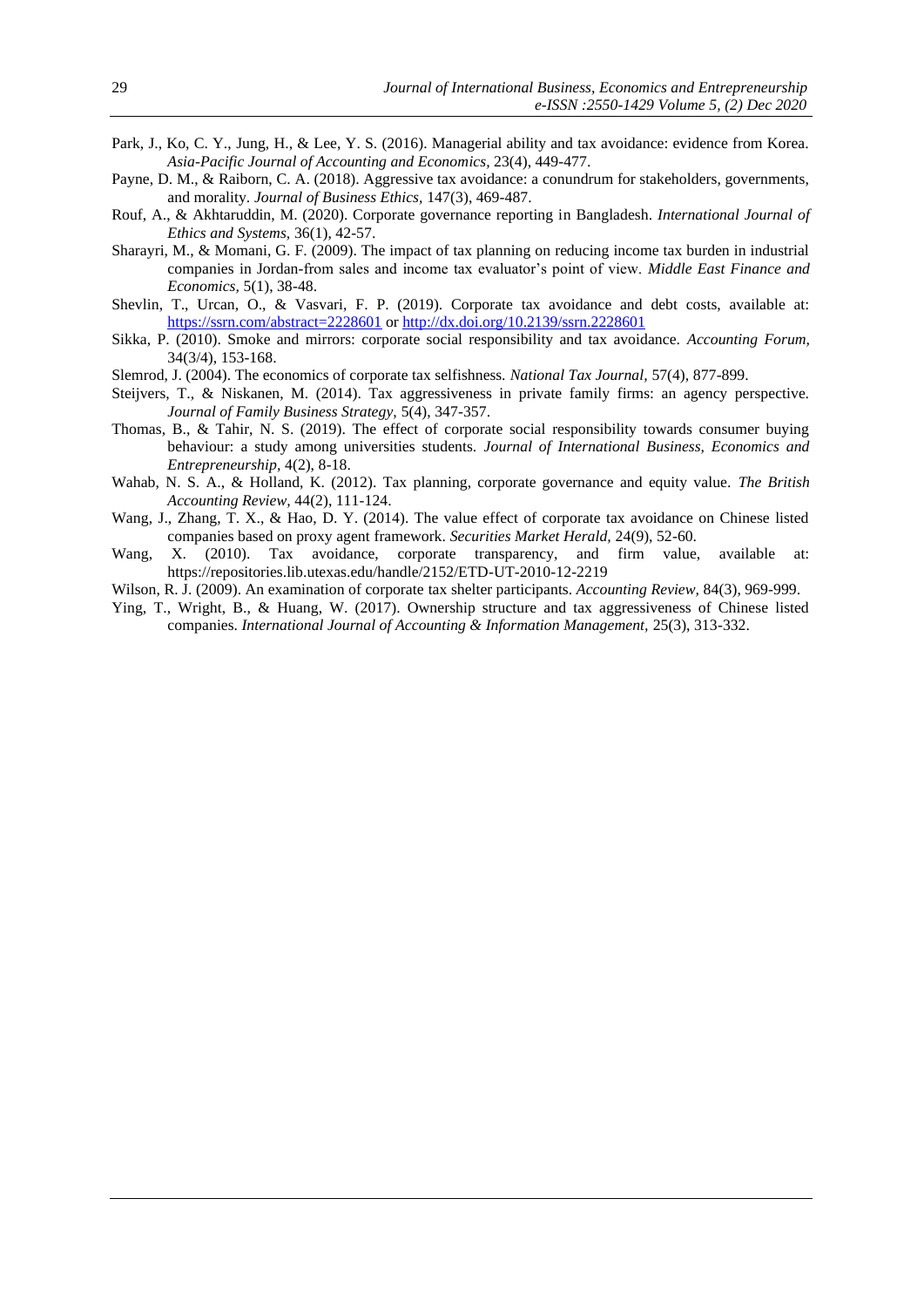Park, J., Ko, C. Y., Jung, H., & Lee, Y. S. (2016). Managerial ability and tax avoidance: evidence from Korea. *Asia-Pacific Journal of Accounting and Economics,* 23(4), 449-477.

Payne, D. M., & Raiborn, C. A. (2018). Aggressive tax avoidance: a conundrum for stakeholders, governments, and morality. *Journal of Business Ethics*, 147(3), 469-487.

Rouf, A., & Akhtaruddin, M. (2020). Corporate governance reporting in Bangladesh. *International Journal of Ethics and Systems,* 36(1), 42-57.

Sharayri, M., & Momani, G. F. (2009). The impact of tax planning on reducing income tax burden in industrial companies in Jordan-from sales and income tax evaluator's point of view. *Middle East Finance and Economics,* 5(1), 38-48.

Shevlin, T., Urcan, O., & Vasvari, F. P. (2019). Corporate tax avoidance and debt costs, available at: https://ssrn.com/abstract=2228601 or http://dx.doi.org/10.2139/ssrn.2228601

Sikka, P. (2010). Smoke and mirrors: corporate social responsibility and tax avoidance. *Accounting Forum,* 34(3/4), 153-168.

Slemrod, J. (2004). The economics of corporate tax selfishness. *National Tax Journal,* 57(4), 877-899.

Steijvers, T., & Niskanen, M. (2014). Tax aggressiveness in private family firms: an agency perspective. *Journal of Family Business Strategy,* 5(4), 347-357.

Thomas, B., & Tahir, N. S. (2019). The effect of corporate social responsibility towards consumer buying behaviour: a study among universities students. *Journal of International Business, Economics and Entrepreneurship,* 4(2), 8-18.

Wahab, N. S. A., & Holland, K. (2012). Tax planning, corporate governance and equity value. *The British Accounting Review,* 44(2), 111-124.

Wang, J., Zhang, T. X., & Hao, D. Y. (2014). The value effect of corporate tax avoidance on Chinese listed companies based on proxy agent framework. *Securities Market Herald,* 24(9), 52-60.

Wang, X. (2010). Tax avoidance, corporate transparency, and firm value, available at: https://repositories.lib.utexas.edu/handle/2152/ETD-UT-2010-12-2219

Wilson, R. J. (2009). An examination of corporate tax shelter participants. *Accounting Review,* 84(3), 969-999.

Ying, T., Wright, B., & Huang, W. (2017). Ownership structure and tax aggressiveness of Chinese listed companies. *International Journal of Accounting & Information Management,* 25(3), 313-332.